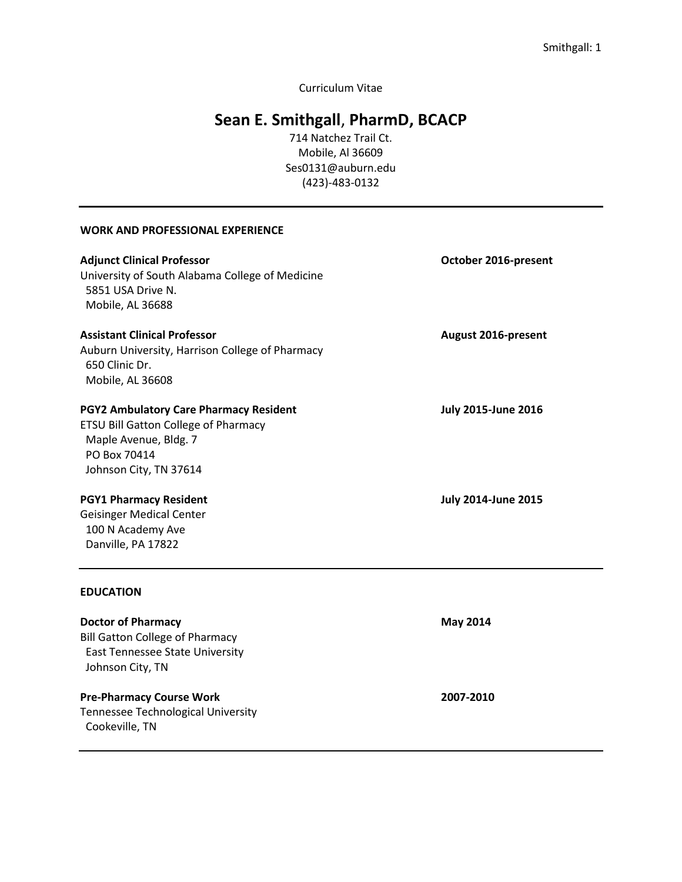Curriculum Vitae

# Sean E. Smithgall, PharmD, BCACP

714 Natchez Trail Ct.
Mobile, Al 36609
Ses0131@auburn.edu
(423)-483-0132

---

## WORK AND PROFESSIONAL EXPERIENCE

**Adjunct Clinical Professor** — **October 2016-present**
University of South Alabama College of Medicine
5851 USA Drive N.
Mobile, AL 36688

**Assistant Clinical Professor** — **August 2016-present**
Auburn University, Harrison College of Pharmacy
650 Clinic Dr.
Mobile, AL 36608

**PGY2 Ambulatory Care Pharmacy Resident** — **July 2015-June 2016**
ETSU Bill Gatton College of Pharmacy
Maple Avenue, Bldg. 7
PO Box 70414
Johnson City, TN 37614

**PGY1 Pharmacy Resident** — **July 2014-June 2015**
Geisinger Medical Center
100 N Academy Ave
Danville, PA 17822

---

## EDUCATION

**Doctor of Pharmacy** — **May 2014**
Bill Gatton College of Pharmacy
East Tennessee State University
Johnson City, TN

**Pre-Pharmacy Course Work** — **2007-2010**
Tennessee Technological University
Cookeville, TN

---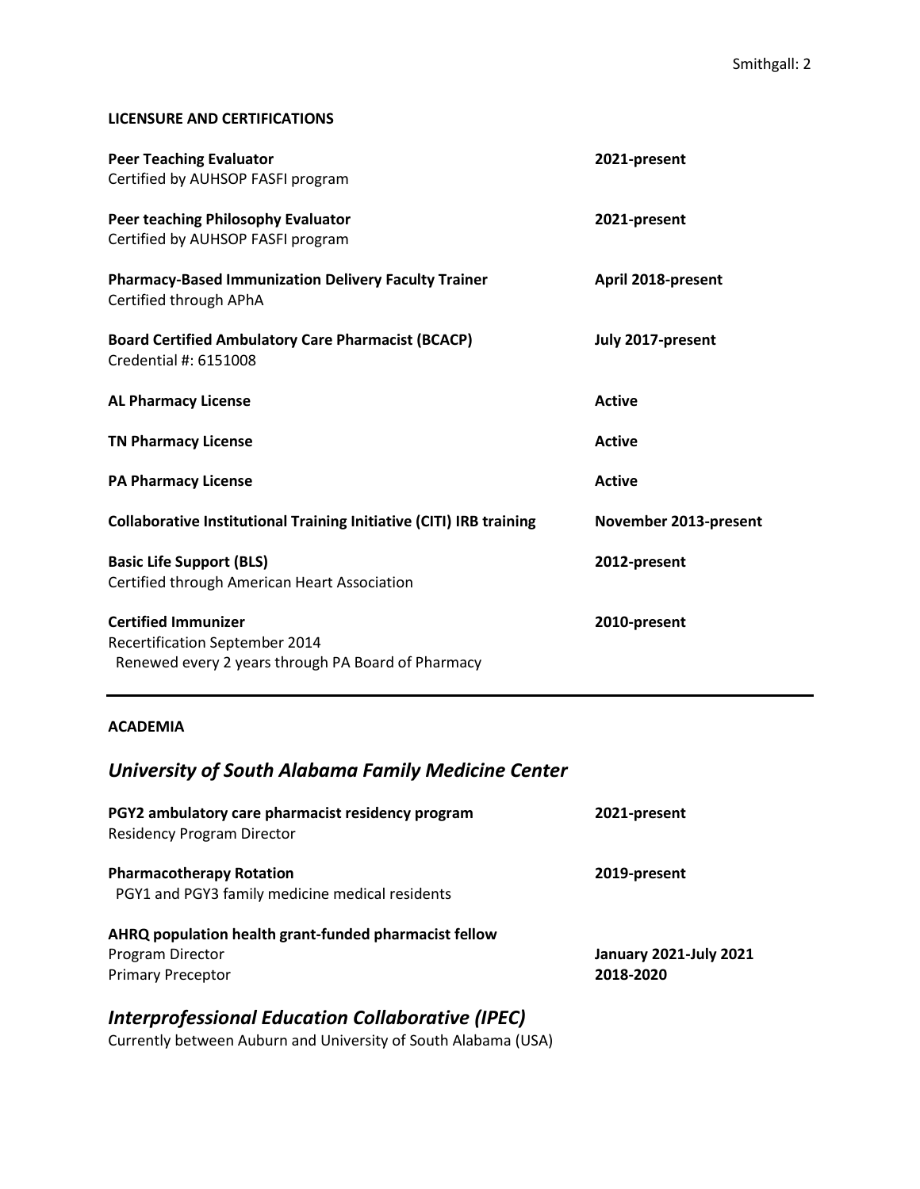## LICENSURE AND CERTIFICATIONS

**Peer Teaching Evaluator** — **2021-present**
Certified by AUHSOP FASFI program

**Peer teaching Philosophy Evaluator** — **2021-present**
Certified by AUHSOP FASFI program

**Pharmacy-Based Immunization Delivery Faculty Trainer** — **April 2018-present**
Certified through APhA

**Board Certified Ambulatory Care Pharmacist (BCACP)** — **July 2017-present**
Credential #: 6151008

**AL Pharmacy License** — **Active**

**TN Pharmacy License** — **Active**

**PA Pharmacy License** — **Active**

**Collaborative Institutional Training Initiative (CITI) IRB training** — **November 2013-present**

**Basic Life Support (BLS)** — **2012-present**
Certified through American Heart Association

**Certified Immunizer** — **2010-present**
Recertification September 2014
Renewed every 2 years through PA Board of Pharmacy

---

## ACADEMIA

### *University of South Alabama Family Medicine Center*

**PGY2 ambulatory care pharmacist residency program** — **2021-present**
Residency Program Director

**Pharmacotherapy Rotation** — **2019-present**
PGY1 and PGY3 family medicine medical residents

**AHRQ population health grant-funded pharmacist fellow**
Program Director — **January 2021-July 2021**
Primary Preceptor — **2018-2020**

### *Interprofessional Education Collaborative (IPEC)*

Currently between Auburn and University of South Alabama (USA)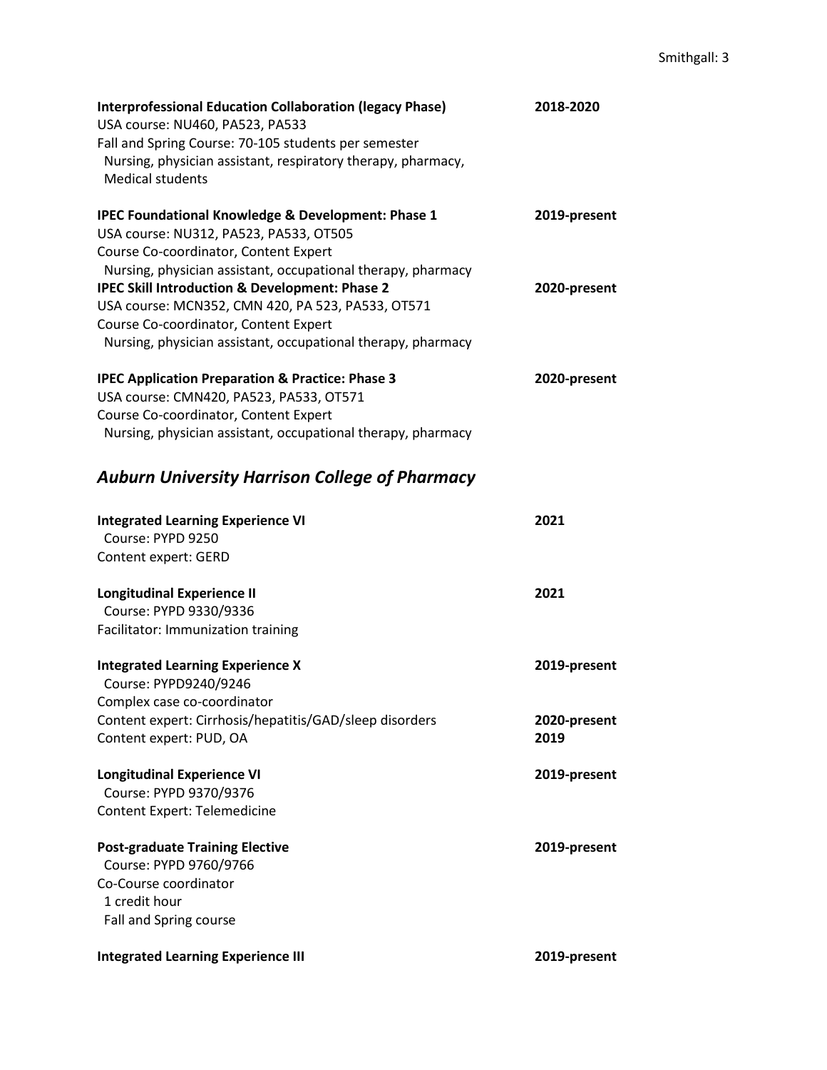**Interprofessional Education Collaboration (legacy Phase)** **2018-2020**
USA course: NU460, PA523, PA533
Fall and Spring Course: 70-105 students per semester
Nursing, physician assistant, respiratory therapy, pharmacy, Medical students

**IPEC Foundational Knowledge & Development: Phase 1** **2019-present**
USA course: NU312, PA523, PA533, OT505
Course Co-coordinator, Content Expert
Nursing, physician assistant, occupational therapy, pharmacy

**IPEC Skill Introduction & Development: Phase 2** **2020-present**
USA course: MCN352, CMN 420, PA 523, PA533, OT571
Course Co-coordinator, Content Expert
Nursing, physician assistant, occupational therapy, pharmacy

**IPEC Application Preparation & Practice: Phase 3** **2020-present**
USA course: CMN420, PA523, PA533, OT571
Course Co-coordinator, Content Expert
Nursing, physician assistant, occupational therapy, pharmacy

## *Auburn University Harrison College of Pharmacy*

**Integrated Learning Experience VI** **2021**
Course: PYPD 9250
Content expert: GERD

**Longitudinal Experience II** **2021**
Course: PYPD 9330/9336
Facilitator: Immunization training

**Integrated Learning Experience X** **2019-present**
Course: PYPD9240/9246
Complex case co-coordinator
Content expert: Cirrhosis/hepatitis/GAD/sleep disorders **2020-present**
Content expert: PUD, OA **2019**

**Longitudinal Experience VI** **2019-present**
Course: PYPD 9370/9376
Content Expert: Telemedicine

**Post-graduate Training Elective** **2019-present**
Course: PYPD 9760/9766
Co-Course coordinator
1 credit hour
Fall and Spring course

**Integrated Learning Experience III** **2019-present**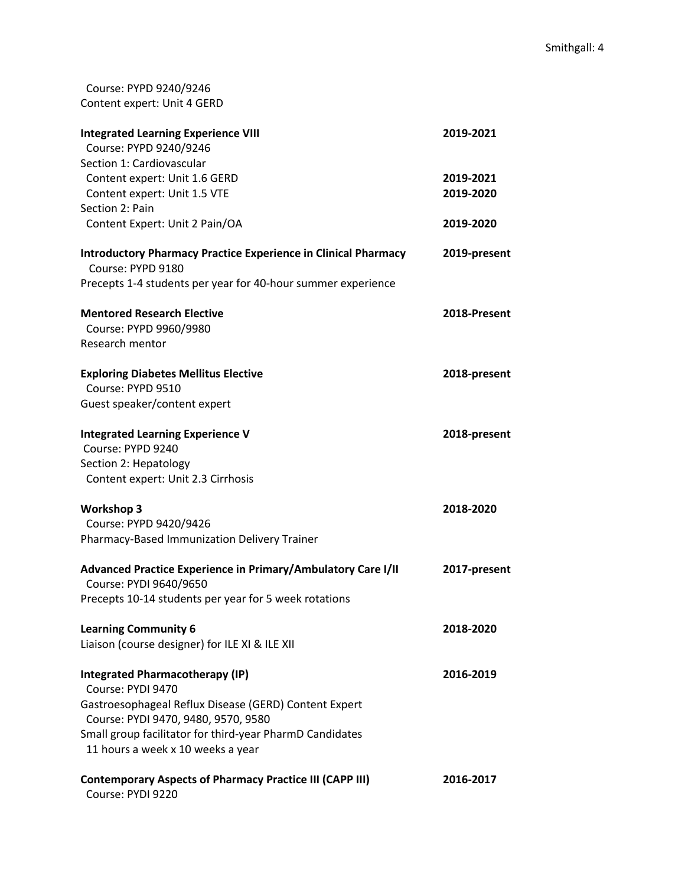Course: PYPD 9240/9246
Content expert: Unit 4 GERD

**Integrated Learning Experience VIII** **2019-2021**
Course: PYPD 9240/9246
Section 1: Cardiovascular
Content expert: Unit 1.6 GERD **2019-2021**
Content expert: Unit 1.5 VTE **2019-2020**
Section 2: Pain
Content Expert: Unit 2 Pain/OA **2019-2020**

**Introductory Pharmacy Practice Experience in Clinical Pharmacy** **2019-present**
Course: PYPD 9180
Precepts 1-4 students per year for 40-hour summer experience

**Mentored Research Elective** **2018-Present**
Course: PYPD 9960/9980
Research mentor

**Exploring Diabetes Mellitus Elective** **2018-present**
Course: PYPD 9510
Guest speaker/content expert

**Integrated Learning Experience V** **2018-present**
Course: PYPD 9240
Section 2: Hepatology
Content expert: Unit 2.3 Cirrhosis

**Workshop 3** **2018-2020**
Course: PYPD 9420/9426
Pharmacy-Based Immunization Delivery Trainer

**Advanced Practice Experience in Primary/Ambulatory Care I/II** **2017-present**
Course: PYDI 9640/9650
Precepts 10-14 students per year for 5 week rotations

**Learning Community 6** **2018-2020**
Liaison (course designer) for ILE XI & ILE XII

**Integrated Pharmacotherapy (IP)** **2016-2019**
Course: PYDI 9470
Gastroesophageal Reflux Disease (GERD) Content Expert
Course: PYDI 9470, 9480, 9570, 9580
Small group facilitator for third-year PharmD Candidates
11 hours a week x 10 weeks a year

**Contemporary Aspects of Pharmacy Practice III (CAPP III)** **2016-2017**
Course: PYDI 9220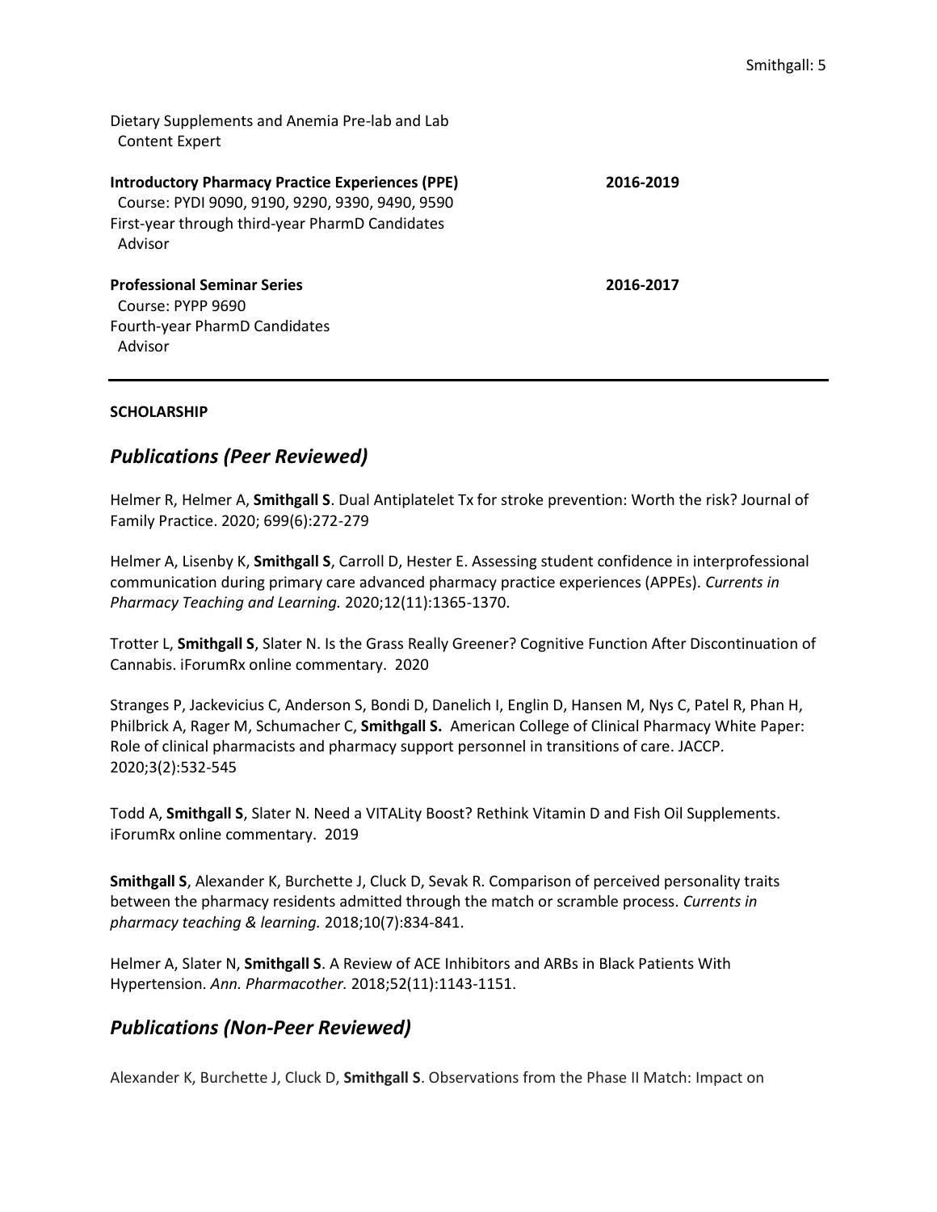Dietary Supplements and Anemia Pre-lab and Lab
Content Expert

**Introductory Pharmacy Practice Experiences (PPE)** **2016-2019**
Course: PYDI 9090, 9190, 9290, 9390, 9490, 9590
First-year through third-year PharmD Candidates
Advisor

**Professional Seminar Series** **2016-2017**
Course: PYPP 9690
Fourth-year PharmD Candidates
Advisor

---

**SCHOLARSHIP**

## *Publications (Peer Reviewed)*

Helmer R, Helmer A, **Smithgall S**. Dual Antiplatelet Tx for stroke prevention: Worth the risk? Journal of Family Practice. 2020; 699(6):272-279

Helmer A, Lisenby K, **Smithgall S**, Carroll D, Hester E. Assessing student confidence in interprofessional communication during primary care advanced pharmacy practice experiences (APPEs). *Currents in Pharmacy Teaching and Learning.* 2020;12(11):1365-1370.

Trotter L, **Smithgall S**, Slater N. Is the Grass Really Greener? Cognitive Function After Discontinuation of Cannabis. iForumRx online commentary. 2020

Stranges P, Jackevicius C, Anderson S, Bondi D, Danelich I, Englin D, Hansen M, Nys C, Patel R, Phan H, Philbrick A, Rager M, Schumacher C, **Smithgall S.** American College of Clinical Pharmacy White Paper: Role of clinical pharmacists and pharmacy support personnel in transitions of care. JACCP. 2020;3(2):532-545

Todd A, **Smithgall S**, Slater N. Need a VITALity Boost? Rethink Vitamin D and Fish Oil Supplements. iForumRx online commentary. 2019

**Smithgall S**, Alexander K, Burchette J, Cluck D, Sevak R. Comparison of perceived personality traits between the pharmacy residents admitted through the match or scramble process. *Currents in pharmacy teaching & learning.* 2018;10(7):834-841.

Helmer A, Slater N, **Smithgall S**. A Review of ACE Inhibitors and ARBs in Black Patients With Hypertension. *Ann. Pharmacother.* 2018;52(11):1143-1151.

## *Publications (Non-Peer Reviewed)*

Alexander K, Burchette J, Cluck D, **Smithgall S**. Observations from the Phase II Match: Impact on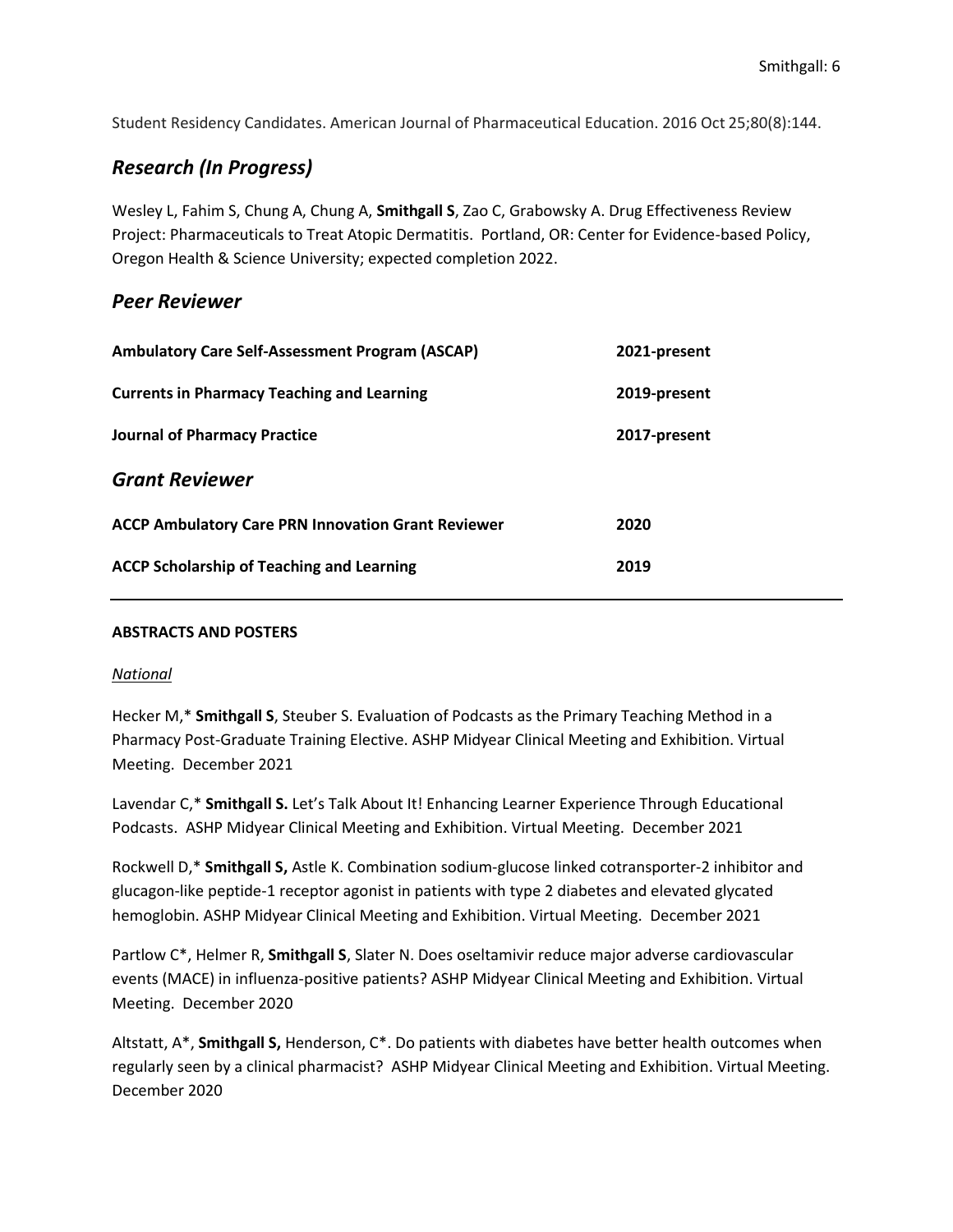Student Residency Candidates. American Journal of Pharmaceutical Education. 2016 Oct 25;80(8):144.

## *Research (In Progress)*

Wesley L, Fahim S, Chung A, Chung A, **Smithgall S**, Zao C, Grabowsky A. Drug Effectiveness Review Project: Pharmaceuticals to Treat Atopic Dermatitis. Portland, OR: Center for Evidence-based Policy, Oregon Health & Science University; expected completion 2022.

## *Peer Reviewer*

| | |
|---|---|
| **Ambulatory Care Self-Assessment Program (ASCAP)** | **2021-present** |
| **Currents in Pharmacy Teaching and Learning** | **2019-present** |
| **Journal of Pharmacy Practice** | **2017-present** |

## *Grant Reviewer*

| | |
|---|---|
| **ACCP Ambulatory Care PRN Innovation Grant Reviewer** | **2020** |
| **ACCP Scholarship of Teaching and Learning** | **2019** |

---

**ABSTRACTS AND POSTERS**

*National*

Hecker M,* **Smithgall S**, Steuber S. Evaluation of Podcasts as the Primary Teaching Method in a Pharmacy Post-Graduate Training Elective. ASHP Midyear Clinical Meeting and Exhibition. Virtual Meeting. December 2021

Lavendar C,* **Smithgall S.** Let's Talk About It! Enhancing Learner Experience Through Educational Podcasts. ASHP Midyear Clinical Meeting and Exhibition. Virtual Meeting. December 2021

Rockwell D,* **Smithgall S,** Astle K. Combination sodium-glucose linked cotransporter-2 inhibitor and glucagon-like peptide-1 receptor agonist in patients with type 2 diabetes and elevated glycated hemoglobin. ASHP Midyear Clinical Meeting and Exhibition. Virtual Meeting. December 2021

Partlow C*, Helmer R, **Smithgall S**, Slater N. Does oseltamivir reduce major adverse cardiovascular events (MACE) in influenza-positive patients? ASHP Midyear Clinical Meeting and Exhibition. Virtual Meeting. December 2020

Altstatt, A*, **Smithgall S,** Henderson, C*. Do patients with diabetes have better health outcomes when regularly seen by a clinical pharmacist? ASHP Midyear Clinical Meeting and Exhibition. Virtual Meeting. December 2020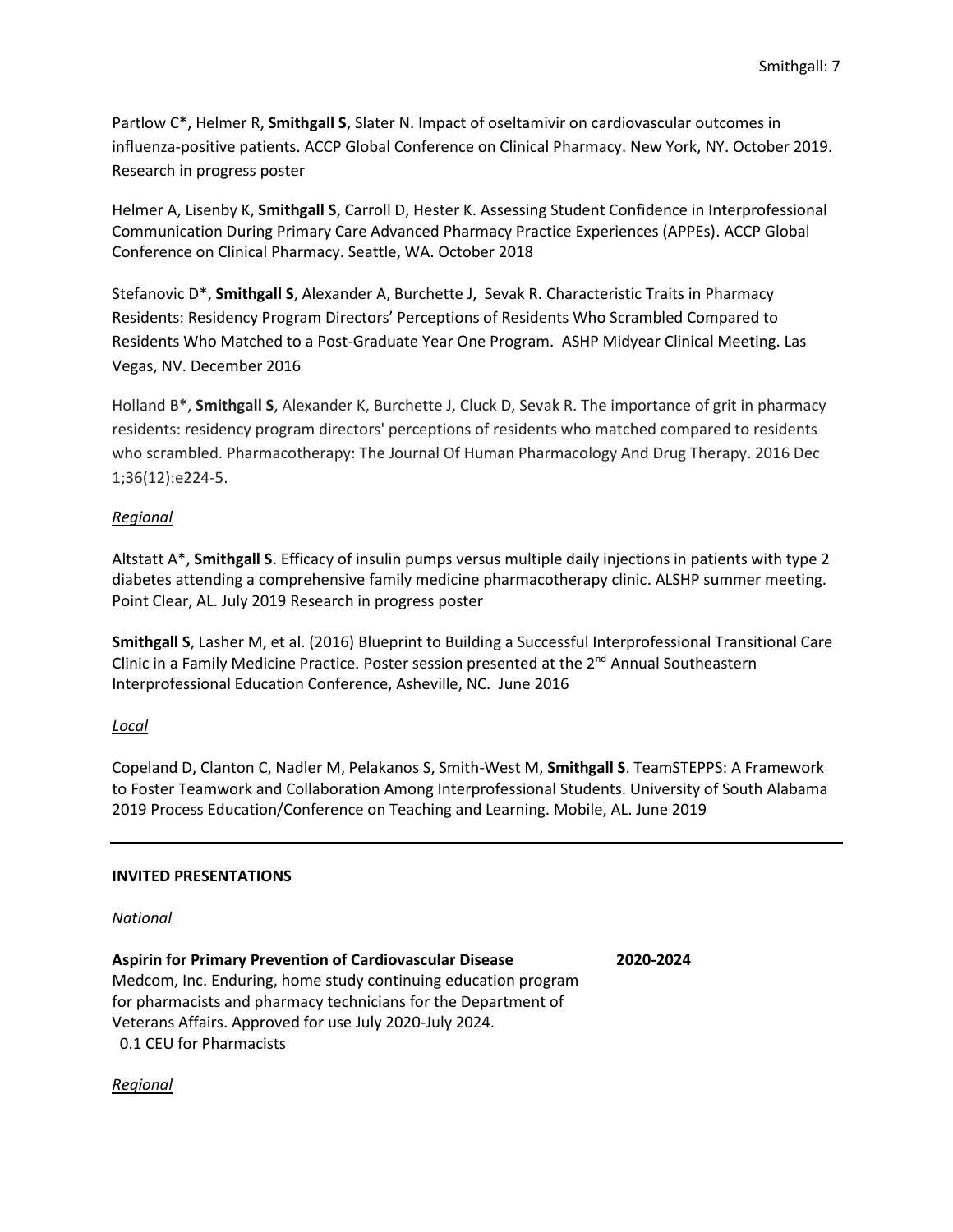Partlow C*, Helmer R, **Smithgall S**, Slater N. Impact of oseltamivir on cardiovascular outcomes in influenza-positive patients. ACCP Global Conference on Clinical Pharmacy. New York, NY. October 2019. Research in progress poster

Helmer A, Lisenby K, **Smithgall S**, Carroll D, Hester K. Assessing Student Confidence in Interprofessional Communication During Primary Care Advanced Pharmacy Practice Experiences (APPEs). ACCP Global Conference on Clinical Pharmacy. Seattle, WA. October 2018

Stefanovic D*, **Smithgall S**, Alexander A, Burchette J, Sevak R. Characteristic Traits in Pharmacy Residents: Residency Program Directors' Perceptions of Residents Who Scrambled Compared to Residents Who Matched to a Post-Graduate Year One Program. ASHP Midyear Clinical Meeting. Las Vegas, NV. December 2016

Holland B*, **Smithgall S**, Alexander K, Burchette J, Cluck D, Sevak R. The importance of grit in pharmacy residents: residency program directors' perceptions of residents who matched compared to residents who scrambled. Pharmacotherapy: The Journal Of Human Pharmacology And Drug Therapy. 2016 Dec 1;36(12):e224-5.

*Regional*

Altstatt A*, **Smithgall S**. Efficacy of insulin pumps versus multiple daily injections in patients with type 2 diabetes attending a comprehensive family medicine pharmacotherapy clinic. ALSHP summer meeting. Point Clear, AL. July 2019 Research in progress poster

**Smithgall S**, Lasher M, et al. (2016) Blueprint to Building a Successful Interprofessional Transitional Care Clinic in a Family Medicine Practice. Poster session presented at the 2nd Annual Southeastern Interprofessional Education Conference, Asheville, NC. June 2016

*Local*

Copeland D, Clanton C, Nadler M, Pelakanos S, Smith-West M, **Smithgall S**. TeamSTEPPS: A Framework to Foster Teamwork and Collaboration Among Interprofessional Students. University of South Alabama 2019 Process Education/Conference on Teaching and Learning. Mobile, AL. June 2019

---

**INVITED PRESENTATIONS**

*National*

**Aspirin for Primary Prevention of Cardiovascular Disease** **2020-2024**
Medcom, Inc. Enduring, home study continuing education program for pharmacists and pharmacy technicians for the Department of Veterans Affairs. Approved for use July 2020-July 2024.
0.1 CEU for Pharmacists

*Regional*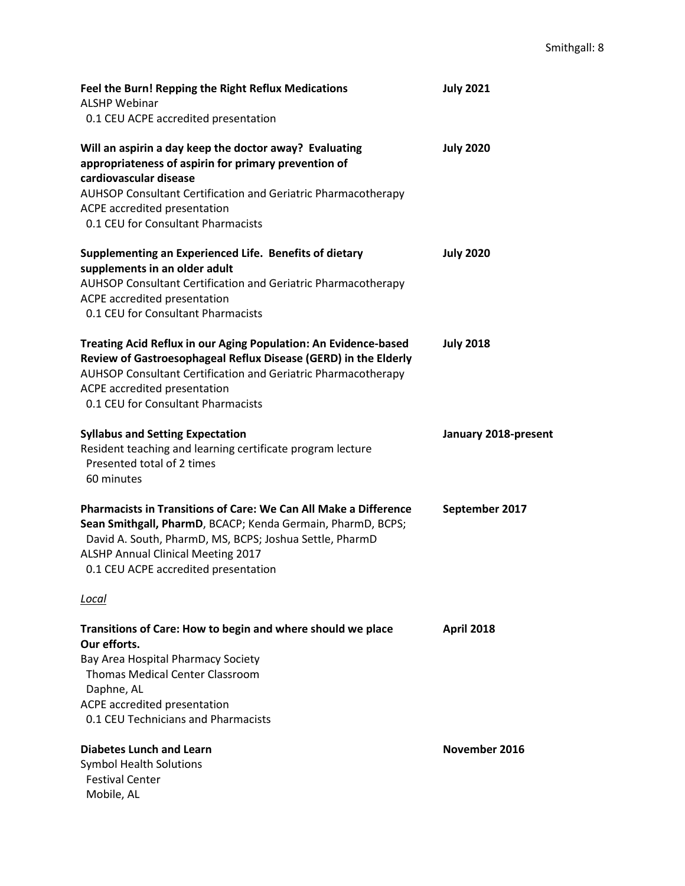**Feel the Burn! Repping the Right Reflux Medications** — **July 2021**
ALSHP Webinar
0.1 CEU ACPE accredited presentation

**Will an aspirin a day keep the doctor away? Evaluating appropriateness of aspirin for primary prevention of cardiovascular disease** — **July 2020**
AUHSOP Consultant Certification and Geriatric Pharmacotherapy
ACPE accredited presentation
0.1 CEU for Consultant Pharmacists

**Supplementing an Experienced Life. Benefits of dietary supplements in an older adult** — **July 2020**
AUHSOP Consultant Certification and Geriatric Pharmacotherapy
ACPE accredited presentation
0.1 CEU for Consultant Pharmacists

**Treating Acid Reflux in our Aging Population: An Evidence-based Review of Gastroesophageal Reflux Disease (GERD) in the Elderly** — **July 2018**
AUHSOP Consultant Certification and Geriatric Pharmacotherapy
ACPE accredited presentation
0.1 CEU for Consultant Pharmacists

**Syllabus and Setting Expectation** — **January 2018-present**
Resident teaching and learning certificate program lecture
Presented total of 2 times
60 minutes

**Pharmacists in Transitions of Care: We Can All Make a Difference** — **September 2017**
**Sean Smithgall, PharmD**, BCACP; Kenda Germain, PharmD, BCPS; David A. South, PharmD, MS, BCPS; Joshua Settle, PharmD
ALSHP Annual Clinical Meeting 2017
0.1 CEU ACPE accredited presentation

*Local*

**Transitions of Care: How to begin and where should we place Our efforts.** — **April 2018**
Bay Area Hospital Pharmacy Society
Thomas Medical Center Classroom
Daphne, AL
ACPE accredited presentation
0.1 CEU Technicians and Pharmacists

**Diabetes Lunch and Learn** — **November 2016**
Symbol Health Solutions
Festival Center
Mobile, AL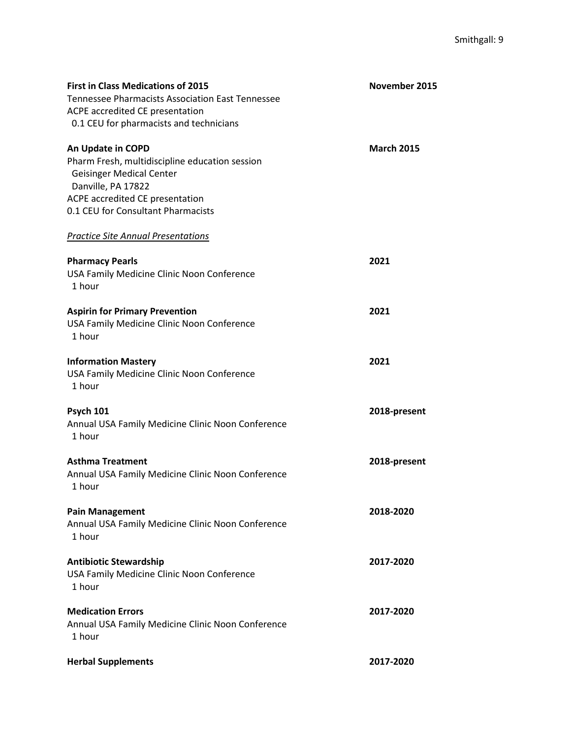**First in Class Medications of 2015** **November 2015**
Tennessee Pharmacists Association East Tennessee
ACPE accredited CE presentation
0.1 CEU for pharmacists and technicians

**An Update in COPD** **March 2015**
Pharm Fresh, multidiscipline education session
Geisinger Medical Center
Danville, PA 17822
ACPE accredited CE presentation
0.1 CEU for Consultant Pharmacists

*Practice Site Annual Presentations*

**Pharmacy Pearls** **2021**
USA Family Medicine Clinic Noon Conference
1 hour

**Aspirin for Primary Prevention** **2021**
USA Family Medicine Clinic Noon Conference
1 hour

**Information Mastery** **2021**
USA Family Medicine Clinic Noon Conference
1 hour

**Psych 101** **2018-present**
Annual USA Family Medicine Clinic Noon Conference
1 hour

**Asthma Treatment** **2018-present**
Annual USA Family Medicine Clinic Noon Conference
1 hour

**Pain Management** **2018-2020**
Annual USA Family Medicine Clinic Noon Conference
1 hour

**Antibiotic Stewardship** **2017-2020**
USA Family Medicine Clinic Noon Conference
1 hour

**Medication Errors** **2017-2020**
Annual USA Family Medicine Clinic Noon Conference
1 hour

**Herbal Supplements** **2017-2020**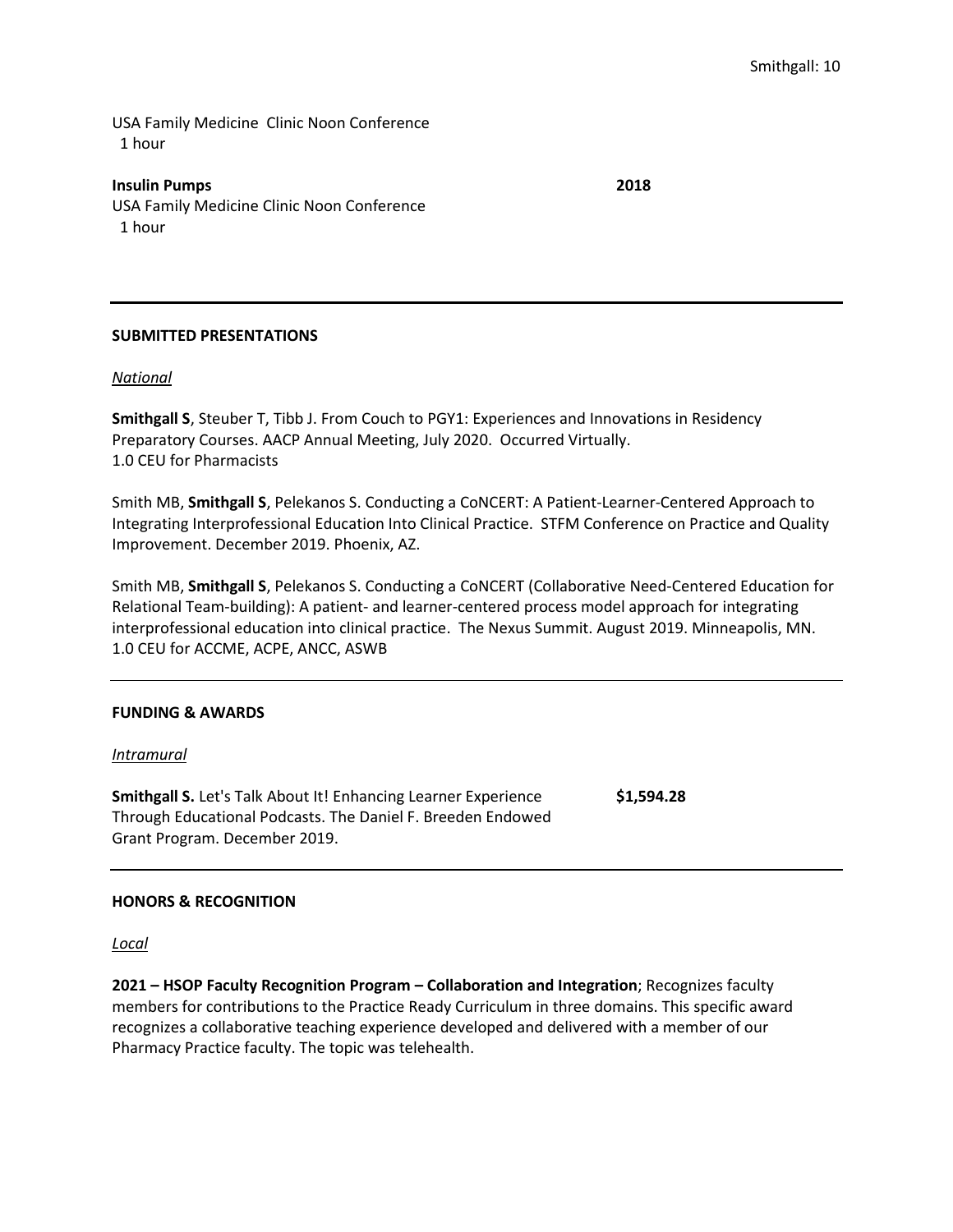USA Family Medicine Clinic Noon Conference
1 hour

**Insulin Pumps** **2018**
USA Family Medicine Clinic Noon Conference
1 hour

---

**SUBMITTED PRESENTATIONS**

*National*

**Smithgall S**, Steuber T, Tibb J. From Couch to PGY1: Experiences and Innovations in Residency Preparatory Courses. AACP Annual Meeting, July 2020. Occurred Virtually.
1.0 CEU for Pharmacists

Smith MB, **Smithgall S**, Pelekanos S. Conducting a CoNCERT: A Patient-Learner-Centered Approach to Integrating Interprofessional Education Into Clinical Practice. STFM Conference on Practice and Quality Improvement. December 2019. Phoenix, AZ.

Smith MB, **Smithgall S**, Pelekanos S. Conducting a CoNCERT (Collaborative Need-Centered Education for Relational Team-building): A patient- and learner-centered process model approach for integrating interprofessional education into clinical practice. The Nexus Summit. August 2019. Minneapolis, MN.
1.0 CEU for ACCME, ACPE, ANCC, ASWB

---

**FUNDING & AWARDS**

*Intramural*

**Smithgall S.** Let's Talk About It! Enhancing Learner Experience Through Educational Podcasts. The Daniel F. Breeden Endowed Grant Program. December 2019. **$1,594.28**

---

**HONORS & RECOGNITION**

*Local*

**2021 – HSOP Faculty Recognition Program – Collaboration and Integration**; Recognizes faculty members for contributions to the Practice Ready Curriculum in three domains. This specific award recognizes a collaborative teaching experience developed and delivered with a member of our Pharmacy Practice faculty. The topic was telehealth.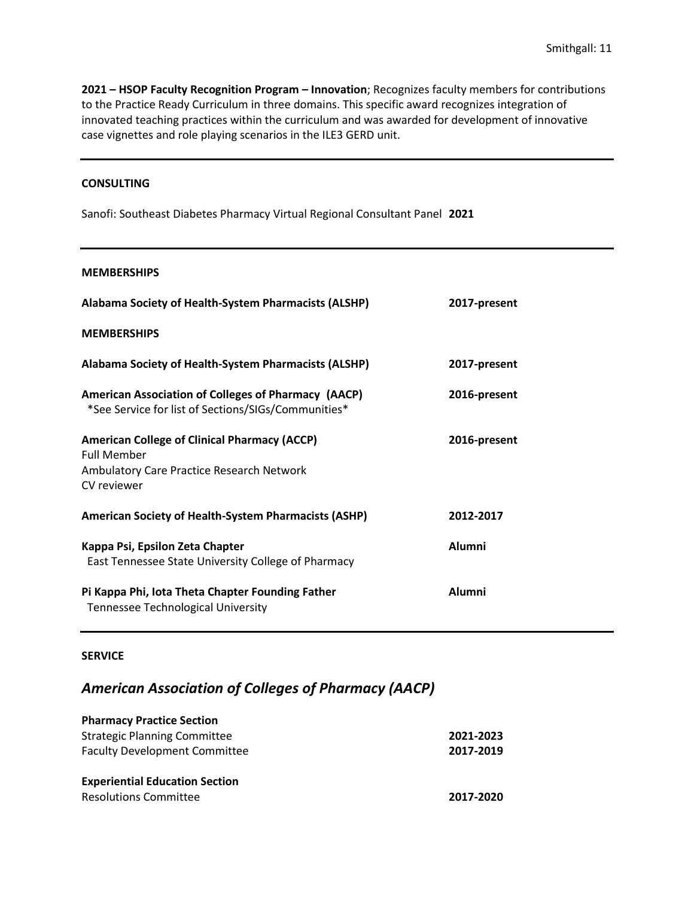**2021 – HSOP Faculty Recognition Program – Innovation**; Recognizes faculty members for contributions to the Practice Ready Curriculum in three domains. This specific award recognizes integration of innovated teaching practices within the curriculum and was awarded for development of innovative case vignettes and role playing scenarios in the ILE3 GERD unit.

---

## CONSULTING

Sanofi: Southeast Diabetes Pharmacy Virtual Regional Consultant Panel **2021**

---

## MEMBERSHIPS

**Alabama Society of Health-System Pharmacists (ALSHP)** — **2017-present**

## MEMBERSHIPS

**Alabama Society of Health-System Pharmacists (ALSHP)** — **2017-present**

**American Association of Colleges of Pharmacy (AACP)** — **2016-present**
*See Service for list of Sections/SIGs/Communities*

**American College of Clinical Pharmacy (ACCP)** — **2016-present**
Full Member
Ambulatory Care Practice Research Network
CV reviewer

**American Society of Health-System Pharmacists (ASHP)** — **2012-2017**

**Kappa Psi, Epsilon Zeta Chapter** — **Alumni**
East Tennessee State University College of Pharmacy

**Pi Kappa Phi, Iota Theta Chapter Founding Father** — **Alumni**
Tennessee Technological University

---

## SERVICE

### *American Association of Colleges of Pharmacy (AACP)*

**Pharmacy Practice Section**
Strategic Planning Committee — **2021-2023**
Faculty Development Committee — **2017-2019**

**Experiential Education Section**
Resolutions Committee — **2017-2020**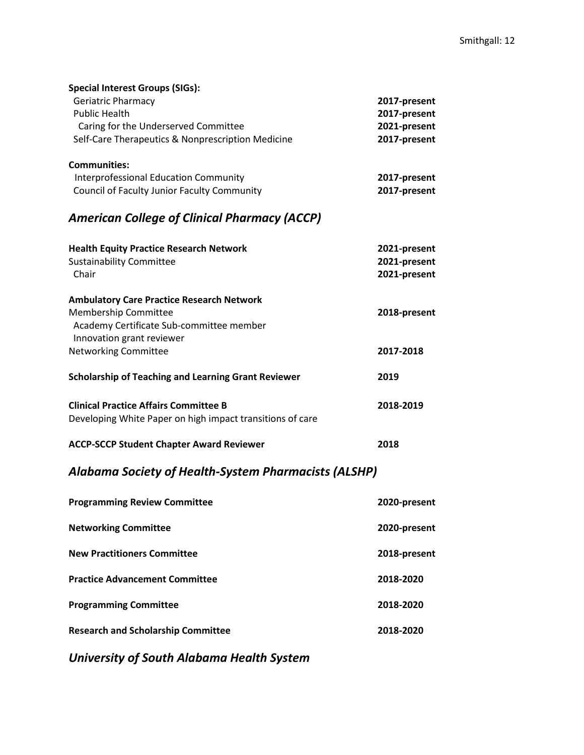**Special Interest Groups (SIGs):**

Geriatric Pharmacy **2017-present**
Public Health **2017-present**
Caring for the Underserved Committee **2021-present**
Self-Care Therapeutics & Nonprescription Medicine **2017-present**

**Communities:**

Interprofessional Education Community **2017-present**
Council of Faculty Junior Faculty Community **2017-present**

## *American College of Clinical Pharmacy (ACCP)*

**Health Equity Practice Research Network** **2021-present**
Sustainability Committee **2021-present**
Chair **2021-present**

**Ambulatory Care Practice Research Network**
Membership Committee **2018-present**
Academy Certificate Sub-committee member
Innovation grant reviewer
Networking Committee **2017-2018**

**Scholarship of Teaching and Learning Grant Reviewer** **2019**

**Clinical Practice Affairs Committee B** **2018-2019**
Developing White Paper on high impact transitions of care

**ACCP-SCCP Student Chapter Award Reviewer** **2018**

## *Alabama Society of Health-System Pharmacists (ALSHP)*

**Programming Review Committee** **2020-present**

**Networking Committee** **2020-present**

**New Practitioners Committee** **2018-present**

**Practice Advancement Committee** **2018-2020**

**Programming Committee** **2018-2020**

**Research and Scholarship Committee** **2018-2020**

## *University of South Alabama Health System*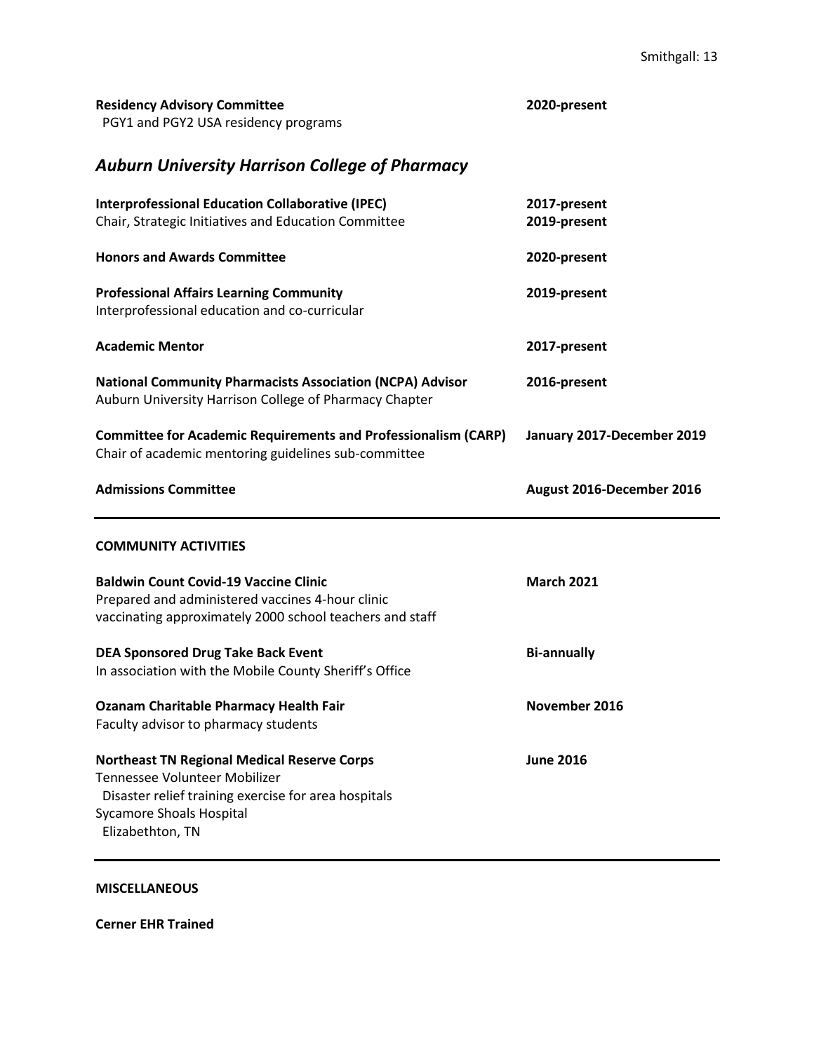**Residency Advisory Committee** **2020-present**
PGY1 and PGY2 USA residency programs

## *Auburn University Harrison College of Pharmacy*

**Interprofessional Education Collaborative (IPEC)** **2017-present**
Chair, Strategic Initiatives and Education Committee **2019-present**

**Honors and Awards Committee** **2020-present**

**Professional Affairs Learning Community** **2019-present**
Interprofessional education and co-curricular

**Academic Mentor** **2017-present**

**National Community Pharmacists Association (NCPA) Advisor** **2016-present**
Auburn University Harrison College of Pharmacy Chapter

**Committee for Academic Requirements and Professionalism (CARP)** **January 2017-December 2019**
Chair of academic mentoring guidelines sub-committee

**Admissions Committee** **August 2016-December 2016**

---

**COMMUNITY ACTIVITIES**

**Baldwin Count Covid-19 Vaccine Clinic** **March 2021**
Prepared and administered vaccines 4-hour clinic
vaccinating approximately 2000 school teachers and staff

**DEA Sponsored Drug Take Back Event** **Bi-annually**
In association with the Mobile County Sheriff's Office

**Ozanam Charitable Pharmacy Health Fair** **November 2016**
Faculty advisor to pharmacy students

**Northeast TN Regional Medical Reserve Corps** **June 2016**
Tennessee Volunteer Mobilizer
Disaster relief training exercise for area hospitals
Sycamore Shoals Hospital
Elizabethton, TN

---

**MISCELLANEOUS**

**Cerner EHR Trained**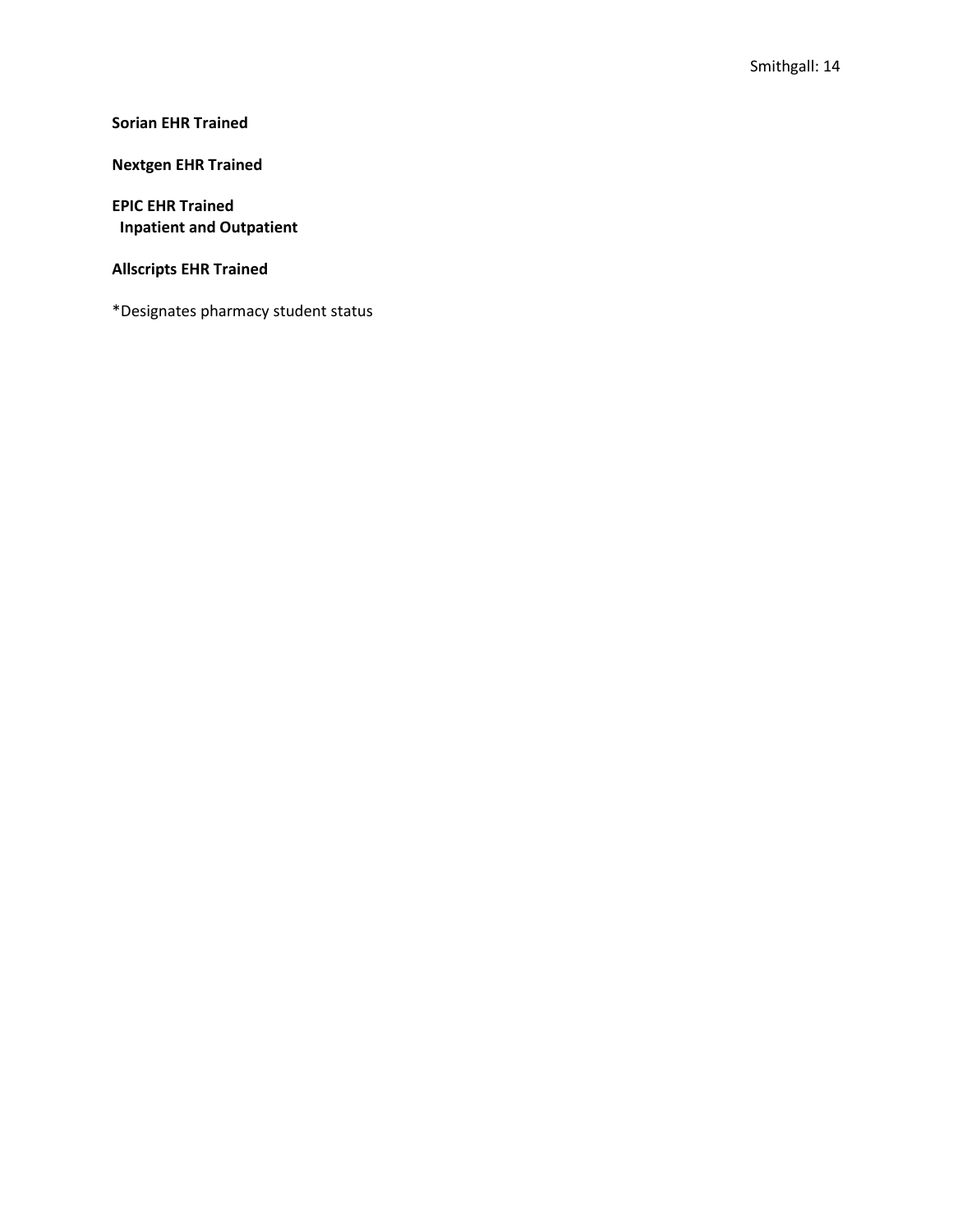**Sorian EHR Trained**

**Nextgen EHR Trained**

**EPIC EHR Trained**
**Inpatient and Outpatient**

**Allscripts EHR Trained**

*Designates pharmacy student status